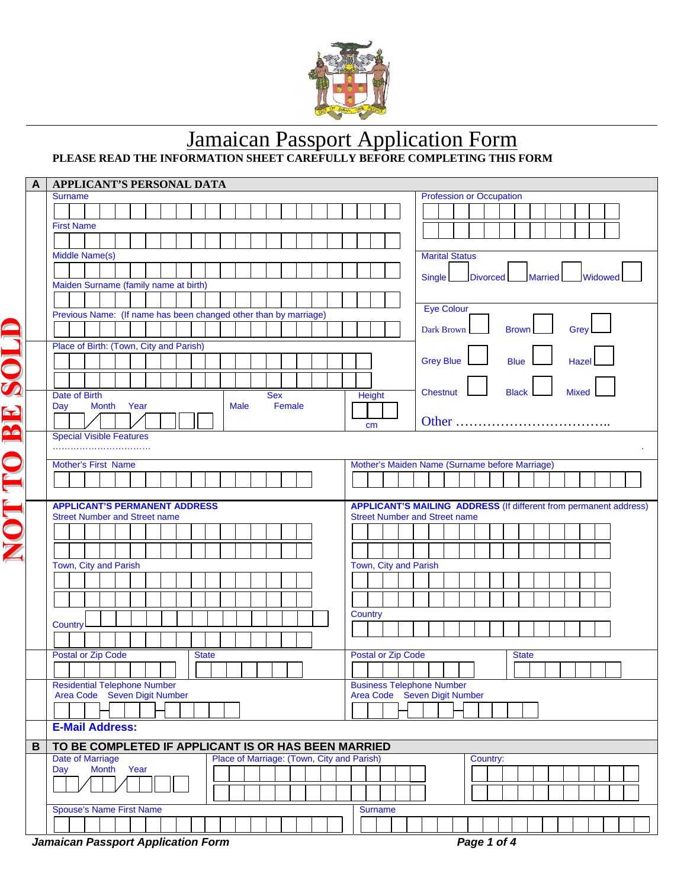# Jamaican Passport Application Form

**PLEASE READ THE INFORMATION SHEET CAREFULLY BEFORE COMPLETING THIS FORM**

NOT TO BE SOLD

## A APPLICANT'S PERSONAL DATA

Surname

First Name

Middle Name(s)

Maiden Surname (family name at birth)

Previous Name: (If name has been changed other than by marriage)

Place of Birth: (Town, City and Parish)

Date of Birth
Day Month Year

Sex
Male Female

Height
cm

Profession or Occupation

Marital Status
Single ☐ Divorced ☐ Married ☐ Widowed ☐

Eye Colour
Dark Brown ☐ Brown ☐ Grey ☐
Grey Blue ☐ Blue ☐ Hazel ☐
Chestnut ☐ Black ☐ Mixed ☐
Other ……………………………..

Special Visible Features
…………………………… .

Mother's First Name

Mother's Maiden Name (Surname before Marriage)

**APPLICANT'S PERMANENT ADDRESS**
Street Number and Street name

Town, City and Parish

Country

Postal or Zip Code

State

**APPLICANT'S MAILING ADDRESS** (If different from permanent address)
Street Number and Street name

Town, City and Parish

Country

Postal or Zip Code

State

Residential Telephone Number
Area Code Seven Digit Number

Business Telephone Number
Area Code Seven Digit Number

**E-Mail Address:**

## B TO BE COMPLETED IF APPLICANT IS OR HAS BEEN MARRIED

Date of Marriage
Day Month Year

Place of Marriage: (Town, City and Parish)

Country:

Spouse's Name First Name

Surname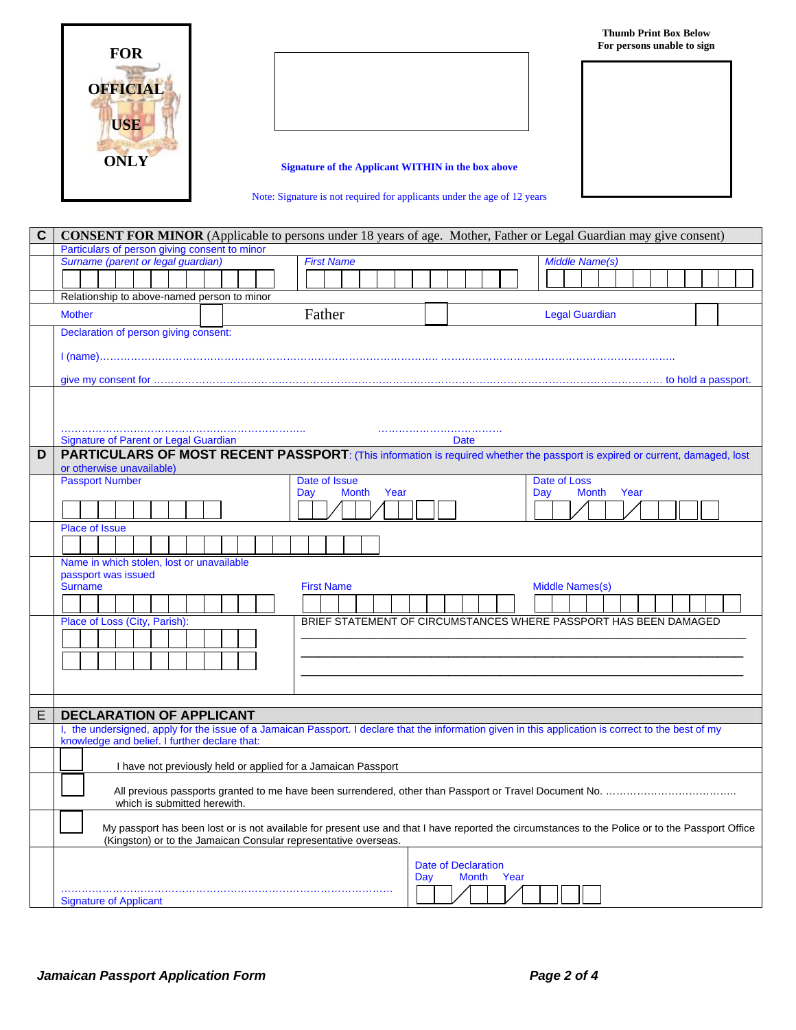**FOR OFFICIAL USE ONLY**

**Signature of the Applicant WITHIN in the box above**

Note: Signature is not required for applicants under the age of 12 years

**Thumb Print Box Below For persons unable to sign**

## C CONSENT FOR MINOR (Applicable to persons under 18 years of age. Mother, Father or Legal Guardian may give consent)

Particulars of person giving consent to minor

| Surname (parent or legal guardian) | First Name | Middle Name(s) |
|---|---|---|
| | | |

Relationship to above-named person to minor

| Mother | ☐ | Father | ☐ | Legal Guardian | ☐ |
|---|---|---|---|---|---|

Declaration of person giving consent:

I (name)………………………………………………………………………………………. ………………………………………………………….

give my consent for ……………………………………………………………………………………………………………………………. to hold a passport.

…………………………………………………………….. ……………………………

Signature of Parent or Legal Guardian Date

## D PARTICULARS OF MOST RECENT PASSPORT: (This information is required whether the passport is expired or current, damaged, lost or otherwise unavailable)

| Passport Number | Date of Issue (Day / Month / Year) | Date of Loss (Day / Month / Year) |
|---|---|---|
| | / / | / / |

Place of Issue

Name in which stolen, lost or unavailable passport was issued

| Surname | First Name | Middle Names(s) |
|---|---|---|
| | | |

| Place of Loss (City, Parish): | BRIEF STATEMENT OF CIRCUMSTANCES WHERE PASSPORT HAS BEEN DAMAGED |
|---|---|
| | |

## E DECLARATION OF APPLICANT

I, the undersigned, apply for the issue of a Jamaican Passport. I declare that the information given in this application is correct to the best of my knowledge and belief. I further declare that:

☐ I have not previously held or applied for a Jamaican Passport

☐ All previous passports granted to me have been surrendered, other than Passport or Travel Document No. ……………………………….. which is submitted herewith.

☐ My passport has been lost or is not available for present use and that I have reported the circumstances to the Police or to the Passport Office (Kingston) or to the Jamaican Consular representative overseas.

……………………………………………………………………………………

Signature of Applicant

Date of Declaration
Day / Month / Year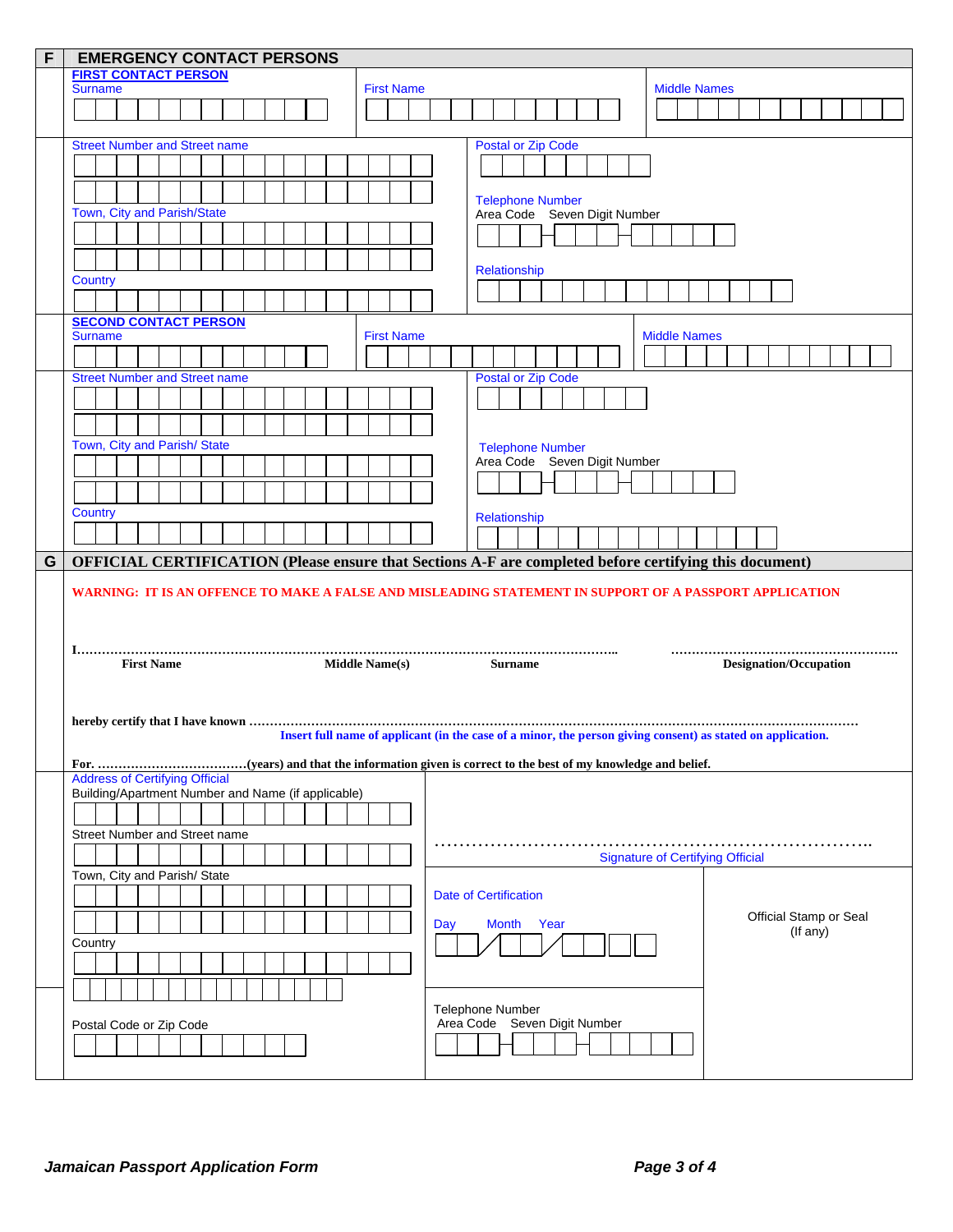## F EMERGENCY CONTACT PERSONS

**FIRST CONTACT PERSON**

Surname

First Name

Middle Names

Street Number and Street name

Postal or Zip Code

Telephone Number
Area Code Seven Digit Number

Town, City and Parish/State

Relationship

Country

**SECOND CONTACT PERSON**

Surname

First Name

Middle Names

Street Number and Street name

Postal or Zip Code

Town, City and Parish/ State

Telephone Number
Area Code Seven Digit Number

Country

Relationship

## G OFFICIAL CERTIFICATION (Please ensure that Sections A-F are completed before certifying this document)

**WARNING: IT IS AN OFFENCE TO MAKE A FALSE AND MISLEADING STATEMENT IN SUPPORT OF A PASSPORT APPLICATION**

I………………………………………………………………………………………………………….. ……………………………………………….

**First Name** **Middle Name(s)** **Surname** **Designation/Occupation**

**hereby certify that I have known** …………………………………………………………………………………………………………………………………

**Insert full name of applicant (in the case of a minor, the person giving consent) as stated on application.**

**For.** ………………………………**(years) and that the information given is correct to the best of my knowledge and belief.**

Address of Certifying Official

Building/Apartment Number and Name (if applicable)

Street Number and Street name

…………………………………………………………………….

Signature of Certifying Official

Town, City and Parish/ State

Date of Certification

Day Month Year

Official Stamp or Seal
(If any)

Country

Telephone Number
Area Code Seven Digit Number

Postal Code or Zip Code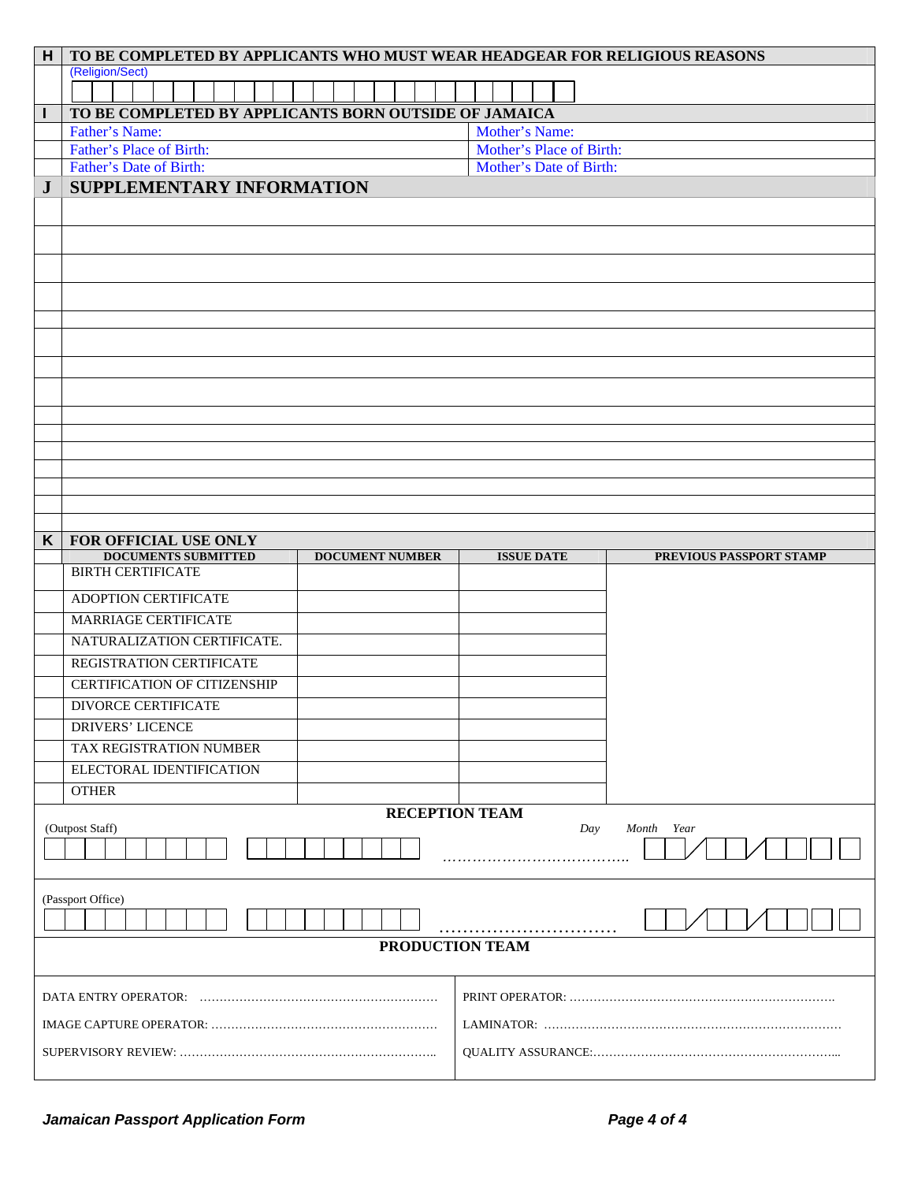| H | TO BE COMPLETED BY APPLICANTS WHO MUST WEAR HEADGEAR FOR RELIGIOUS REASONS |
|---|---|
| | (Religion/Sect) |

| I | TO BE COMPLETED BY APPLICANTS BORN OUTSIDE OF JAMAICA | |
|---|---|---|
| | Father's Name: | Mother's Name: |
| | Father's Place of Birth: | Mother's Place of Birth: |
| | Father's Date of Birth: | Mother's Date of Birth: |

## J SUPPLEMENTARY INFORMATION

## K FOR OFFICIAL USE ONLY

| DOCUMENTS SUBMITTED | DOCUMENT NUMBER | ISSUE DATE | PREVIOUS PASSPORT STAMP |
|---|---|---|---|
| BIRTH CERTIFICATE | | | |
| ADOPTION CERTIFICATE | | | |
| MARRIAGE CERTIFICATE | | | |
| NATURALIZATION CERTIFICATE. | | | |
| REGISTRATION CERTIFICATE | | | |
| CERTIFICATION OF CITIZENSHIP | | | |
| DIVORCE CERTIFICATE | | | |
| DRIVERS' LICENCE | | | |
| TAX REGISTRATION NUMBER | | | |
| ELECTORAL IDENTIFICATION | | | |
| OTHER | | | |

**RECEPTION TEAM**

(Outpost Staff) ………………………………. Day / Month / Year

(Passport Office) ………………………… Day / Month / Year

**PRODUCTION TEAM**

DATA ENTRY OPERATOR: ……………………………………………………

PRINT OPERATOR: ………………………………………………………….

IMAGE CAPTURE OPERATOR: …………………………………………………

LAMINATOR: ………………………………………………………………….

SUPERVISORY REVIEW: ………………………………………………………..

QUALITY ASSURANCE:……………………………………………………...